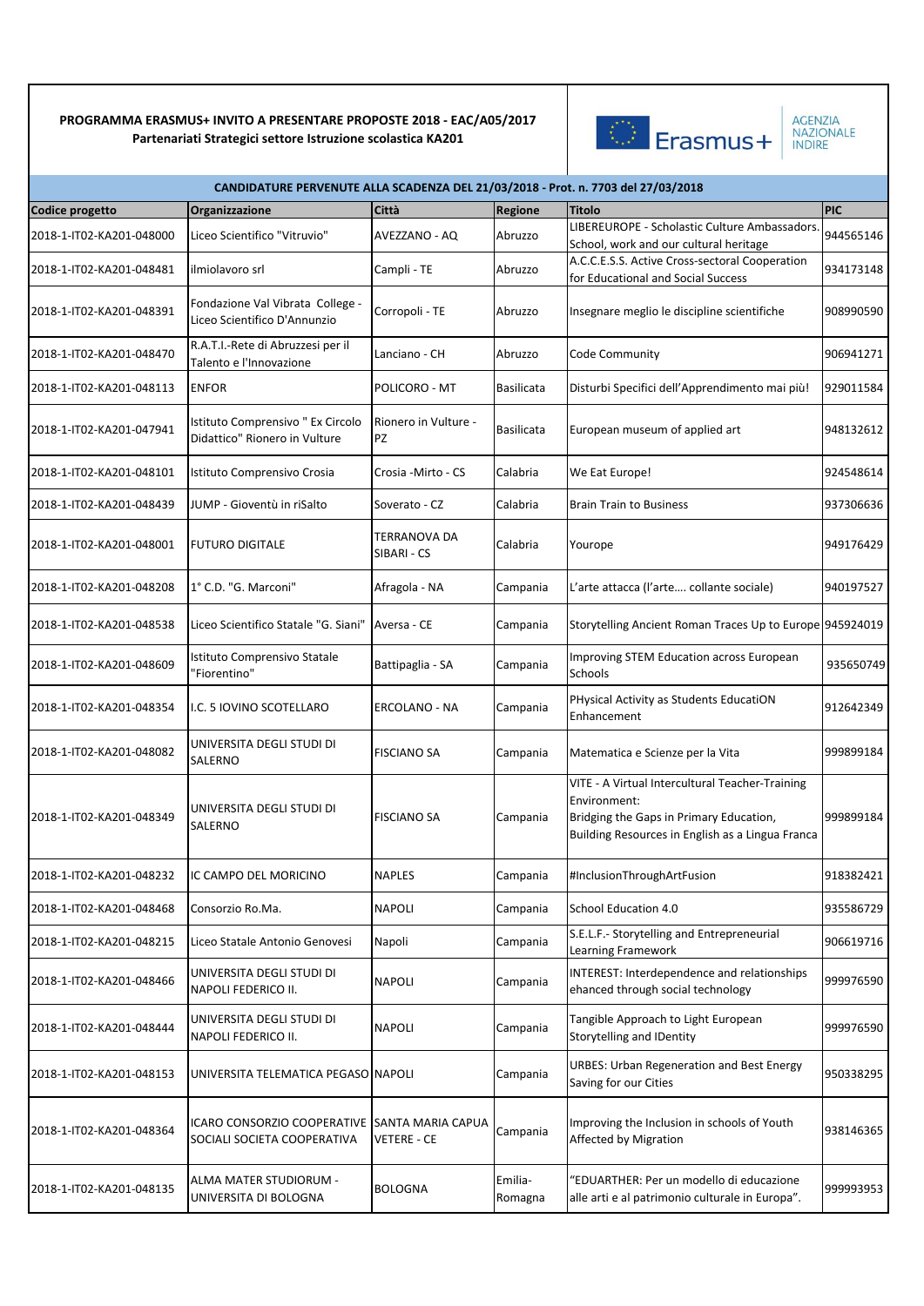**PROGRAMMA ERASMUS+ INVITO A PRESENTARE PROPOSTE 2018 - EAC/A05/2017**
**Partenariati Strategici settore Istruzione scolastica KA201**

Erasmus+ AGENZIA NAZIONALE INDIRE

**CANDIDATURE PERVENUTE ALLA SCADENZA DEL 21/03/2018 - Prot. n. 7703 del 27/03/2018**

| Codice progetto | Organizzazione | Città | Regione | Titolo | PIC |
|---|---|---|---|---|---|
| 2018-1-IT02-KA201-048000 | Liceo Scientifico "Vitruvio" | AVEZZANO - AQ | Abruzzo | LIBEREUROPE - Scholastic Culture Ambassadors. School, work and our cultural heritage | 944565146 |
| 2018-1-IT02-KA201-048481 | ilmiolavoro srl | Campli - TE | Abruzzo | A.C.C.E.S.S. Active Cross-sectoral Cooperation for Educational and Social Success | 934173148 |
| 2018-1-IT02-KA201-048391 | Fondazione Val Vibrata College - Liceo Scientifico D'Annunzio | Corropoli - TE | Abruzzo | Insegnare meglio le discipline scientifiche | 908990590 |
| 2018-1-IT02-KA201-048470 | R.A.T.I.-Rete di Abruzzesi per il Talento e l'Innovazione | Lanciano - CH | Abruzzo | Code Community | 906941271 |
| 2018-1-IT02-KA201-048113 | ENFOR | POLICORO - MT | Basilicata | Disturbi Specifici dell'Apprendimento mai più! | 929011584 |
| 2018-1-IT02-KA201-047941 | Istituto Comprensivo " Ex Circolo Didattico" Rionero in Vulture | Rionero in Vulture - PZ | Basilicata | European museum of applied art | 948132612 |
| 2018-1-IT02-KA201-048101 | Istituto Comprensivo Crosia | Crosia -Mirto - CS | Calabria | We Eat Europe! | 924548614 |
| 2018-1-IT02-KA201-048439 | JUMP - Gioventù in riSalto | Soverato - CZ | Calabria | Brain Train to Business | 937306636 |
| 2018-1-IT02-KA201-048001 | FUTURO DIGITALE | TERRANOVA DA SIBARI - CS | Calabria | Yourope | 949176429 |
| 2018-1-IT02-KA201-048208 | 1° C.D. "G. Marconi" | Afragola - NA | Campania | L'arte attacca (l'arte…. collante sociale) | 940197527 |
| 2018-1-IT02-KA201-048538 | Liceo Scientifico Statale "G. Siani" | Aversa - CE | Campania | Storytelling Ancient Roman Traces Up to Europe | 945924019 |
| 2018-1-IT02-KA201-048609 | Istituto Comprensivo Statale "Fiorentino" | Battipaglia - SA | Campania | Improving STEM Education across European Schools | 935650749 |
| 2018-1-IT02-KA201-048354 | I.C. 5 IOVINO SCOTELLARO | ERCOLANO - NA | Campania | PHysical Activity as Students EducatiON Enhancement | 912642349 |
| 2018-1-IT02-KA201-048082 | UNIVERSITA DEGLI STUDI DI SALERNO | FISCIANO SA | Campania | Matematica e Scienze per la Vita | 999899184 |
| 2018-1-IT02-KA201-048349 | UNIVERSITA DEGLI STUDI DI SALERNO | FISCIANO SA | Campania | VITE - A Virtual Intercultural Teacher-Training Environment: Bridging the Gaps in Primary Education, Building Resources in English as a Lingua Franca | 999899184 |
| 2018-1-IT02-KA201-048232 | IC CAMPO DEL MORICINO | NAPLES | Campania | #InclusionThroughArtFusion | 918382421 |
| 2018-1-IT02-KA201-048468 | Consorzio Ro.Ma. | NAPOLI | Campania | School Education 4.0 | 935586729 |
| 2018-1-IT02-KA201-048215 | Liceo Statale Antonio Genovesi | Napoli | Campania | S.E.L.F.- Storytelling and Entrepreneurial Learning Framework | 906619716 |
| 2018-1-IT02-KA201-048466 | UNIVERSITA DEGLI STUDI DI NAPOLI FEDERICO II. | NAPOLI | Campania | INTEREST: Interdependence and relationships ehanced through social technology | 999976590 |
| 2018-1-IT02-KA201-048444 | UNIVERSITA DEGLI STUDI DI NAPOLI FEDERICO II. | NAPOLI | Campania | Tangible Approach to Light European Storytelling and IDentity | 999976590 |
| 2018-1-IT02-KA201-048153 | UNIVERSITA TELEMATICA PEGASO | NAPOLI | Campania | URBES: Urban Regeneration and Best Energy Saving for our Cities | 950338295 |
| 2018-1-IT02-KA201-048364 | ICARO CONSORZIO COOPERATIVE SOCIALI SOCIETA COOPERATIVA | SANTA MARIA CAPUA VETERE - CE | Campania | Improving the Inclusion in schools of Youth Affected by Migration | 938146365 |
| 2018-1-IT02-KA201-048135 | ALMA MATER STUDIORUM - UNIVERSITA DI BOLOGNA | BOLOGNA | Emilia-Romagna | "EDUARTHER: Per un modello di educazione alle arti e al patrimonio culturale in Europa". | 999993953 |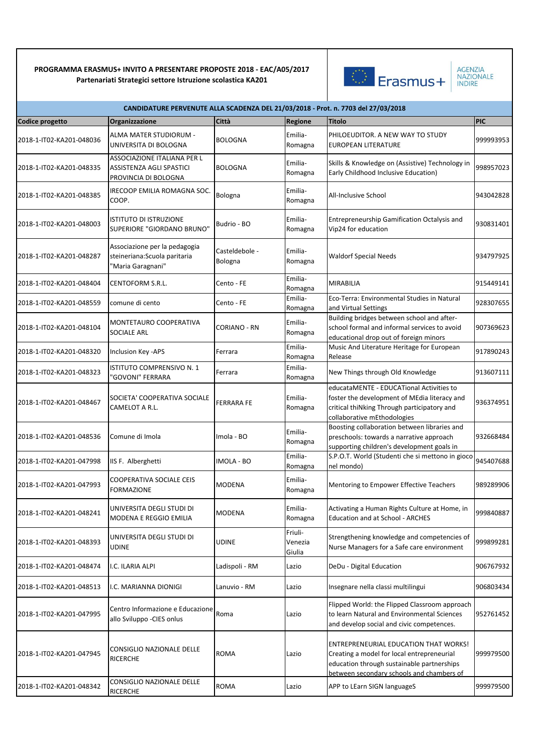**PROGRAMMA ERASMUS+ INVITO A PRESENTARE PROPOSTE 2018 - EAC/A05/2017**
**Partenariati Strategici settore Istruzione scolastica KA201**

Erasmus+ AGENZIA NAZIONALE INDIRE

| CANDIDATURE PERVENUTE ALLA SCADENZA DEL 21/03/2018 - Prot. n. 7703 del 27/03/2018 | | | | | |
|---|---|---|---|---|---|
| **Codice progetto** | **Organizzazione** | **Città** | **Regione** | **Titolo** | **PIC** |
| 2018-1-IT02-KA201-048036 | ALMA MATER STUDIORUM - UNIVERSITA DI BOLOGNA | BOLOGNA | Emilia-Romagna | PHILOEUDITOR. A NEW WAY TO STUDY EUROPEAN LITERATURE | 999993953 |
| 2018-1-IT02-KA201-048335 | ASSOCIAZIONE ITALIANA PER L ASSISTENZA AGLI SPASTICI PROVINCIA DI BOLOGNA | BOLOGNA | Emilia-Romagna | Skills & Knowledge on (Assistive) Technology in Early Childhood Inclusive Education) | 998957023 |
| 2018-1-IT02-KA201-048385 | IRECOOP EMILIA ROMAGNA SOC. COOP. | Bologna | Emilia-Romagna | All-Inclusive School | 943042828 |
| 2018-1-IT02-KA201-048003 | ISTITUTO DI ISTRUZIONE SUPERIORE "GIORDANO BRUNO" | Budrio - BO | Emilia-Romagna | Entrepreneurship Gamification Octalysis and Vip24 for education | 930831401 |
| 2018-1-IT02-KA201-048287 | Associazione per la pedagogia steineriana:Scuola paritaria "Maria Garagnani" | Casteldebole - Bologna | Emilia-Romagna | Waldorf Special Needs | 934797925 |
| 2018-1-IT02-KA201-048404 | CENTOFORM S.R.L. | Cento - FE | Emilia-Romagna | MIRABILIA | 915449141 |
| 2018-1-IT02-KA201-048559 | comune di cento | Cento - FE | Emilia-Romagna | Eco-Terra: Environmental Studies in Natural and Virtual Settings | 928307655 |
| 2018-1-IT02-KA201-048104 | MONTETAURO COOPERATIVA SOCIALE ARL | CORIANO - RN | Emilia-Romagna | Building bridges between school and after-school formal and informal services to avoid educational drop out of foreign minors | 907369623 |
| 2018-1-IT02-KA201-048320 | Inclusion Key -APS | Ferrara | Emilia-Romagna | Music And Literature Heritage for European Release | 917890243 |
| 2018-1-IT02-KA201-048323 | ISTITUTO COMPRENSIVO N. 1 "GOVONI" FERRARA | Ferrara | Emilia-Romagna | New Things through Old Knowledge | 913607111 |
| 2018-1-IT02-KA201-048467 | SOCIETA' COOPERATIVA SOCIALE CAMELOT A R.L. | FERRARA FE | Emilia-Romagna | educataMENTE - EDUCATional Activities to foster the development of MEdia literacy and critical thiNking Through participatory and collaborative mEthodologies | 936374951 |
| 2018-1-IT02-KA201-048536 | Comune di Imola | Imola - BO | Emilia-Romagna | Boosting collaboration between libraries and preschools: towards a narrative approach supporting children's development goals in | 932668484 |
| 2018-1-IT02-KA201-047998 | IIS F. Alberghetti | IMOLA - BO | Emilia-Romagna | S.P.O.T. World (Studenti che si mettono in gioco nel mondo) | 945407688 |
| 2018-1-IT02-KA201-047993 | COOPERATIVA SOCIALE CEIS FORMAZIONE | MODENA | Emilia-Romagna | Mentoring to Empower Effective Teachers | 989289906 |
| 2018-1-IT02-KA201-048241 | UNIVERSITA DEGLI STUDI DI MODENA E REGGIO EMILIA | MODENA | Emilia-Romagna | Activating a Human Rights Culture at Home, in Education and at School - ARCHES | 999840887 |
| 2018-1-IT02-KA201-048393 | UNIVERSITA DEGLI STUDI DI UDINE | UDINE | Friuli-Venezia Giulia | Strengthening knowledge and competencies of Nurse Managers for a Safe care environment | 999899281 |
| 2018-1-IT02-KA201-048474 | I.C. ILARIA ALPI | Ladispoli - RM | Lazio | DeDu - Digital Education | 906767932 |
| 2018-1-IT02-KA201-048513 | I.C. MARIANNA DIONIGI | Lanuvio - RM | Lazio | Insegnare nella classi multilingui | 906803434 |
| 2018-1-IT02-KA201-047995 | Centro Informazione e Educazione allo Sviluppo -CIES onlus | Roma | Lazio | Flipped World: the Flipped Classroom approach to learn Natural and Environmental Sciences and develop social and civic competences. | 952761452 |
| 2018-1-IT02-KA201-047945 | CONSIGLIO NAZIONALE DELLE RICERCHE | ROMA | Lazio | ENTREPRENEURIAL EDUCATION THAT WORKS! Creating a model for local entrepreneurial education through sustainable partnerships between secondary schools and chambers of | 999979500 |
| 2018-1-IT02-KA201-048342 | CONSIGLIO NAZIONALE DELLE RICERCHE | ROMA | Lazio | APP to LEarn SIGN languageS | 999979500 |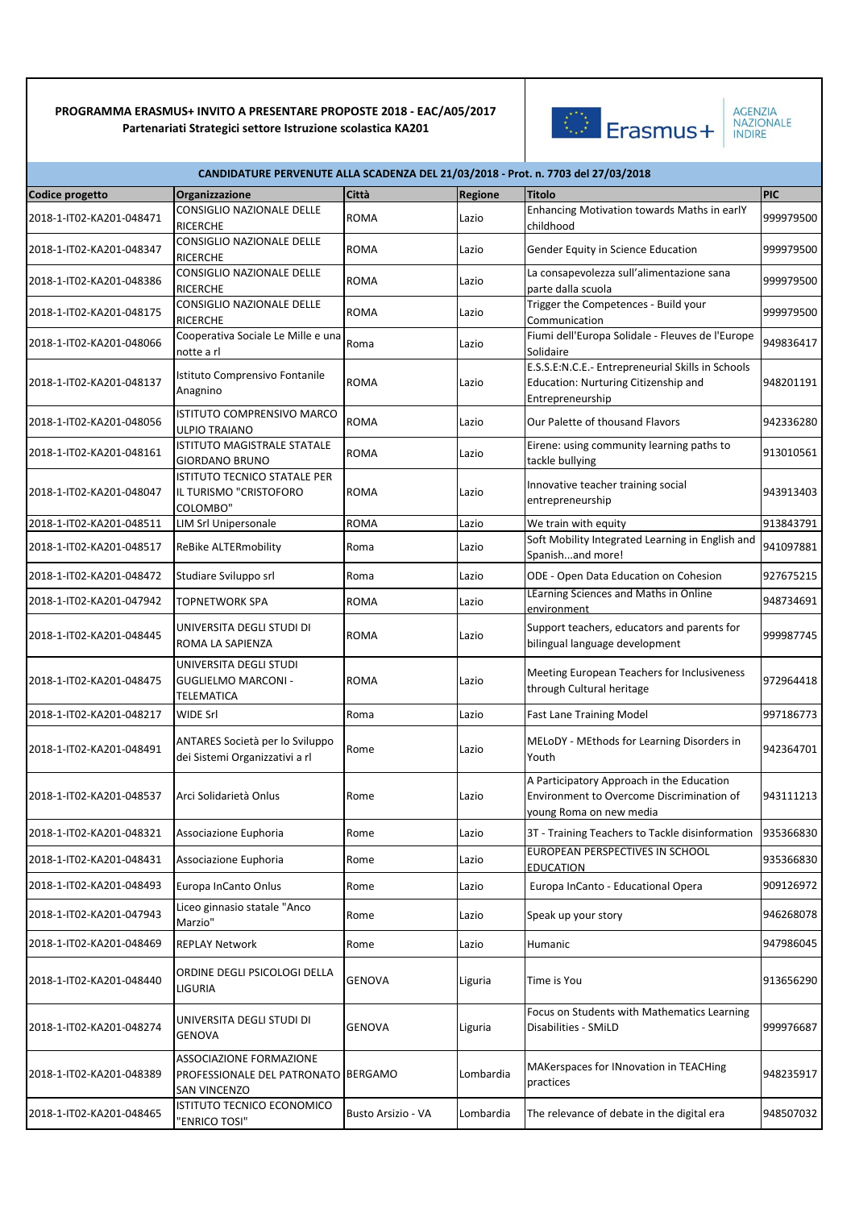**PROGRAMMA ERASMUS+ INVITO A PRESENTARE PROPOSTE 2018 - EAC/A05/2017**
**Partenariati Strategici settore Istruzione scolastica KA201**

Erasmus+ AGENZIA NAZIONALE INDIRE

| CANDIDATURE PERVENUTE ALLA SCADENZA DEL 21/03/2018 - Prot. n. 7703 del 27/03/2018 | | | | | |
|---|---|---|---|---|---|
| **Codice progetto** | **Organizzazione** | **Città** | **Regione** | **Titolo** | **PIC** |
| 2018-1-IT02-KA201-048471 | CONSIGLIO NAZIONALE DELLE RICERCHE | ROMA | Lazio | Enhancing Motivation towards Maths in earlY childhood | 999979500 |
| 2018-1-IT02-KA201-048347 | CONSIGLIO NAZIONALE DELLE RICERCHE | ROMA | Lazio | Gender Equity in Science Education | 999979500 |
| 2018-1-IT02-KA201-048386 | CONSIGLIO NAZIONALE DELLE RICERCHE | ROMA | Lazio | La consapevolezza sull'alimentazione sana parte dalla scuola | 999979500 |
| 2018-1-IT02-KA201-048175 | CONSIGLIO NAZIONALE DELLE RICERCHE | ROMA | Lazio | Trigger the Competences - Build your Communication | 999979500 |
| 2018-1-IT02-KA201-048066 | Cooperativa Sociale Le Mille e una notte a rl | Roma | Lazio | Fiumi dell'Europa Solidale - Fleuves de l'Europe Solidaire | 949836417 |
| 2018-1-IT02-KA201-048137 | Istituto Comprensivo Fontanile Anagnino | ROMA | Lazio | E.S.S.E:N.C.E.- Entrepreneurial Skills in Schools Education: Nurturing Citizenship and Entrepreneurship | 948201191 |
| 2018-1-IT02-KA201-048056 | ISTITUTO COMPRENSIVO MARCO ULPIO TRAIANO | ROMA | Lazio | Our Palette of thousand Flavors | 942336280 |
| 2018-1-IT02-KA201-048161 | ISTITUTO MAGISTRALE STATALE GIORDANO BRUNO | ROMA | Lazio | Eirene: using community learning paths to tackle bullying | 913010561 |
| 2018-1-IT02-KA201-048047 | ISTITUTO TECNICO STATALE PER IL TURISMO "CRISTOFORO COLOMBO" | ROMA | Lazio | Innovative teacher training social entrepreneurship | 943913403 |
| 2018-1-IT02-KA201-048511 | LIM Srl Unipersonale | ROMA | Lazio | We train with equity | 913843791 |
| 2018-1-IT02-KA201-048517 | ReBike ALTERmobility | Roma | Lazio | Soft Mobility Integrated Learning in English and Spanish...and more! | 941097881 |
| 2018-1-IT02-KA201-048472 | Studiare Sviluppo srl | Roma | Lazio | ODE - Open Data Education on Cohesion | 927675215 |
| 2018-1-IT02-KA201-047942 | TOPNETWORK SPA | ROMA | Lazio | LEarning Sciences and Maths in Online environment | 948734691 |
| 2018-1-IT02-KA201-048445 | UNIVERSITA DEGLI STUDI DI ROMA LA SAPIENZA | ROMA | Lazio | Support teachers, educators and parents for bilingual language development | 999987745 |
| 2018-1-IT02-KA201-048475 | UNIVERSITA DEGLI STUDI GUGLIELMO MARCONI - TELEMATICA | ROMA | Lazio | Meeting European Teachers for Inclusiveness through Cultural heritage | 972964418 |
| 2018-1-IT02-KA201-048217 | WIDE Srl | Roma | Lazio | Fast Lane Training Model | 997186773 |
| 2018-1-IT02-KA201-048491 | ANTARES Società per lo Sviluppo dei Sistemi Organizzativi a rl | Rome | Lazio | MELoDY - MEthods for Learning Disorders in Youth | 942364701 |
| 2018-1-IT02-KA201-048537 | Arci Solidarietà Onlus | Rome | Lazio | A Participatory Approach in the Education Environment to Overcome Discrimination of young Roma on new media | 943111213 |
| 2018-1-IT02-KA201-048321 | Associazione Euphoria | Rome | Lazio | 3T - Training Teachers to Tackle disinformation | 935366830 |
| 2018-1-IT02-KA201-048431 | Associazione Euphoria | Rome | Lazio | EUROPEAN PERSPECTIVES IN SCHOOL EDUCATION | 935366830 |
| 2018-1-IT02-KA201-048493 | Europa InCanto Onlus | Rome | Lazio | Europa InCanto - Educational Opera | 909126972 |
| 2018-1-IT02-KA201-047943 | Liceo ginnasio statale "Anco Marzio" | Rome | Lazio | Speak up your story | 946268078 |
| 2018-1-IT02-KA201-048469 | REPLAY Network | Rome | Lazio | Humanic | 947986045 |
| 2018-1-IT02-KA201-048440 | ORDINE DEGLI PSICOLOGI DELLA LIGURIA | GENOVA | Liguria | Time is You | 913656290 |
| 2018-1-IT02-KA201-048274 | UNIVERSITA DEGLI STUDI DI GENOVA | GENOVA | Liguria | Focus on Students with Mathematics Learning Disabilities - SMiLD | 999976687 |
| 2018-1-IT02-KA201-048389 | ASSOCIAZIONE FORMAZIONE PROFESSIONALE DEL PATRONATO SAN VINCENZO | BERGAMO | Lombardia | MAKerspaces for INnovation in TEACHing practices | 948235917 |
| 2018-1-IT02-KA201-048465 | ISTITUTO TECNICO ECONOMICO "ENRICO TOSI" | Busto Arsizio - VA | Lombardia | The relevance of debate in the digital era | 948507032 |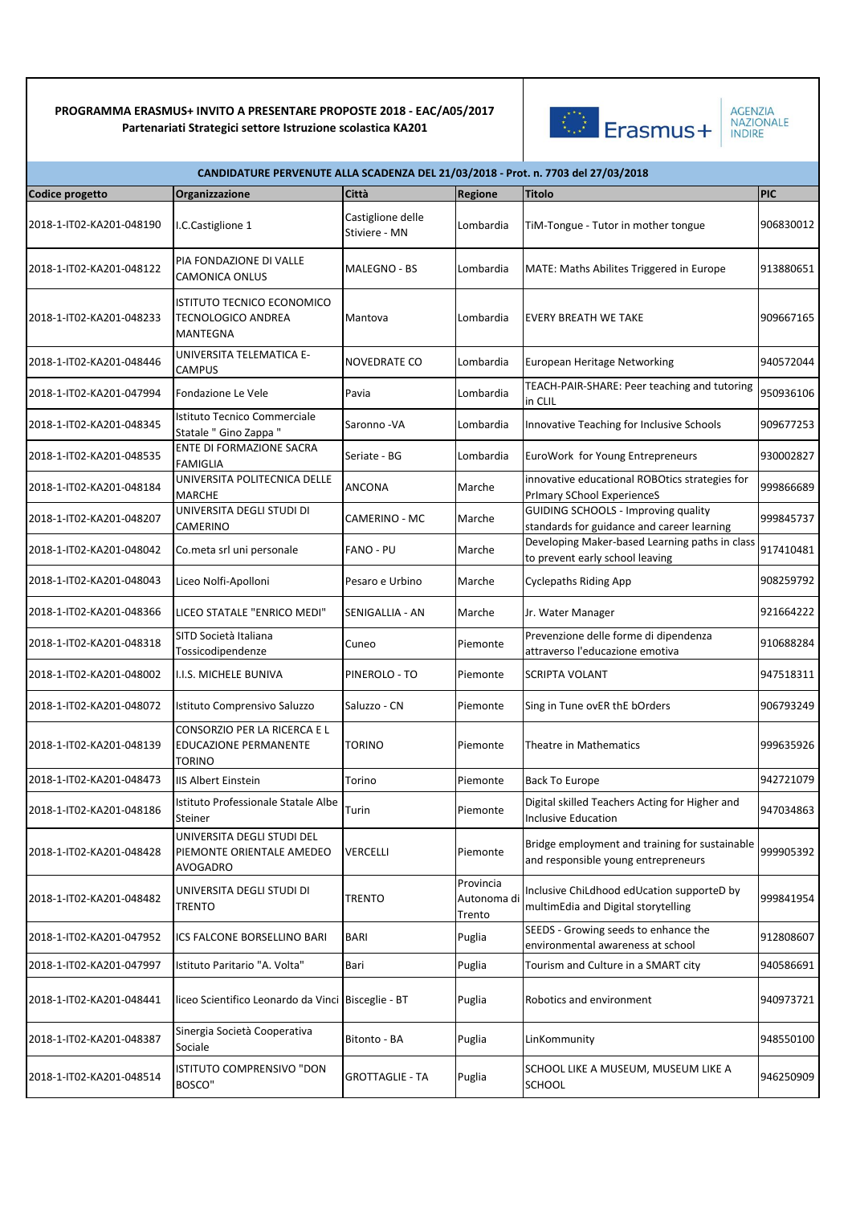**PROGRAMMA ERASMUS+ INVITO A PRESENTARE PROPOSTE 2018 - EAC/A05/2017**
**Partenariati Strategici settore Istruzione scolastica KA201**

Erasmus+ AGENZIA NAZIONALE INDIRE

**CANDIDATURE PERVENUTE ALLA SCADENZA DEL 21/03/2018 - Prot. n. 7703 del 27/03/2018**

| Codice progetto | Organizzazione | Città | Regione | Titolo | PIC |
|---|---|---|---|---|---|
| 2018-1-IT02-KA201-048190 | I.C.Castiglione 1 | Castiglione delle Stiviere - MN | Lombardia | TiM-Tongue - Tutor in mother tongue | 906830012 |
| 2018-1-IT02-KA201-048122 | PIA FONDAZIONE DI VALLE CAMONICA ONLUS | MALEGNO - BS | Lombardia | MATE: Maths Abilites Triggered in Europe | 913880651 |
| 2018-1-IT02-KA201-048233 | ISTITUTO TECNICO ECONOMICO TECNOLOGICO ANDREA MANTEGNA | Mantova | Lombardia | EVERY BREATH WE TAKE | 909667165 |
| 2018-1-IT02-KA201-048446 | UNIVERSITA TELEMATICA E-CAMPUS | NOVEDRATE CO | Lombardia | European Heritage Networking | 940572044 |
| 2018-1-IT02-KA201-047994 | Fondazione Le Vele | Pavia | Lombardia | TEACH-PAIR-SHARE: Peer teaching and tutoring in CLIL | 950936106 |
| 2018-1-IT02-KA201-048345 | Istituto Tecnico Commerciale Statale " Gino Zappa " | Saronno -VA | Lombardia | Innovative Teaching for Inclusive Schools | 909677253 |
| 2018-1-IT02-KA201-048535 | ENTE DI FORMAZIONE SACRA FAMIGLIA | Seriate - BG | Lombardia | EuroWork for Young Entrepreneurs | 930002827 |
| 2018-1-IT02-KA201-048184 | UNIVERSITA POLITECNICA DELLE MARCHE | ANCONA | Marche | innovative educational ROBOtics strategies for PrImary SChool ExperienceS | 999866689 |
| 2018-1-IT02-KA201-048207 | UNIVERSITA DEGLI STUDI DI CAMERINO | CAMERINO - MC | Marche | GUIDING SCHOOLS - Improving quality standards for guidance and career learning | 999845737 |
| 2018-1-IT02-KA201-048042 | Co.meta srl uni personale | FANO - PU | Marche | Developing Maker-based Learning paths in class to prevent early school leaving | 917410481 |
| 2018-1-IT02-KA201-048043 | Liceo Nolfi-Apolloni | Pesaro e Urbino | Marche | Cyclepaths Riding App | 908259792 |
| 2018-1-IT02-KA201-048366 | LICEO STATALE "ENRICO MEDI" | SENIGALLIA - AN | Marche | Jr. Water Manager | 921664222 |
| 2018-1-IT02-KA201-048318 | SITD Società Italiana Tossicodipendenze | Cuneo | Piemonte | Prevenzione delle forme di dipendenza attraverso l'educazione emotiva | 910688284 |
| 2018-1-IT02-KA201-048002 | I.I.S. MICHELE BUNIVA | PINEROLO - TO | Piemonte | SCRIPTA VOLANT | 947518311 |
| 2018-1-IT02-KA201-048072 | Istituto Comprensivo Saluzzo | Saluzzo - CN | Piemonte | Sing in Tune ovER thE bOrders | 906793249 |
| 2018-1-IT02-KA201-048139 | CONSORZIO PER LA RICERCA E L EDUCAZIONE PERMANENTE TORINO | TORINO | Piemonte | Theatre in Mathematics | 999635926 |
| 2018-1-IT02-KA201-048473 | IIS Albert Einstein | Torino | Piemonte | Back To Europe | 942721079 |
| 2018-1-IT02-KA201-048186 | Istituto Professionale Statale Albe Steiner | Turin | Piemonte | Digital skilled Teachers Acting for Higher and Inclusive Education | 947034863 |
| 2018-1-IT02-KA201-048428 | UNIVERSITA DEGLI STUDI DEL PIEMONTE ORIENTALE AMEDEO AVOGADRO | VERCELLI | Piemonte | Bridge employment and training for sustainable and responsible young entrepreneurs | 999905392 |
| 2018-1-IT02-KA201-048482 | UNIVERSITA DEGLI STUDI DI TRENTO | TRENTO | Provincia Autonoma di Trento | Inclusive ChiLdhood edUcation supporteD by multimEdia and Digital storytelling | 999841954 |
| 2018-1-IT02-KA201-047952 | ICS FALCONE BORSELLINO BARI | BARI | Puglia | SEEDS - Growing seeds to enhance the environmental awareness at school | 912808607 |
| 2018-1-IT02-KA201-047997 | Istituto Paritario "A. Volta" | Bari | Puglia | Tourism and Culture in a SMART city | 940586691 |
| 2018-1-IT02-KA201-048441 | liceo Scientifico Leonardo da Vinci | Bisceglie - BT | Puglia | Robotics and environment | 940973721 |
| 2018-1-IT02-KA201-048387 | Sinergia Società Cooperativa Sociale | Bitonto - BA | Puglia | LinKommunity | 948550100 |
| 2018-1-IT02-KA201-048514 | ISTITUTO COMPRENSIVO "DON BOSCO" | GROTTAGLIE - TA | Puglia | SCHOOL LIKE A MUSEUM, MUSEUM LIKE A SCHOOL | 946250909 |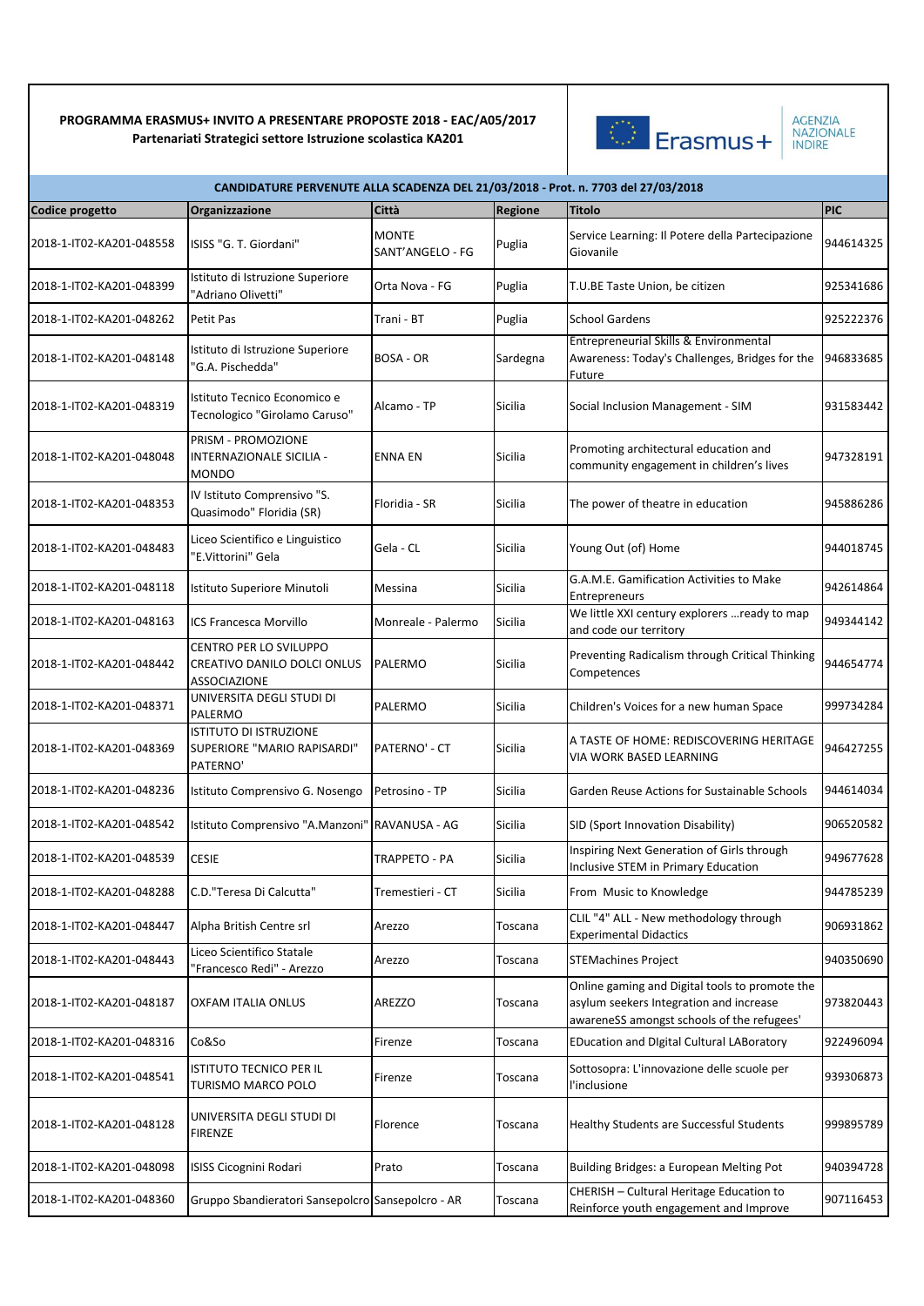**PROGRAMMA ERASMUS+ INVITO A PRESENTARE PROPOSTE 2018 - EAC/A05/2017**
**Partenariati Strategici settore Istruzione scolastica KA201**

Erasmus+ AGENZIA NAZIONALE INDIRE

| CANDIDATURE PERVENUTE ALLA SCADENZA DEL 21/03/2018 - Prot. n. 7703 del 27/03/2018 | | | | | |
|---|---|---|---|---|---|
| **Codice progetto** | **Organizzazione** | **Città** | **Regione** | **Titolo** | **PIC** |
| 2018-1-IT02-KA201-048558 | ISISS "G. T. Giordani" | MONTE SANT'ANGELO - FG | Puglia | Service Learning: Il Potere della Partecipazione Giovanile | 944614325 |
| 2018-1-IT02-KA201-048399 | Istituto di Istruzione Superiore "Adriano Olivetti" | Orta Nova - FG | Puglia | T.U.BE Taste Union, be citizen | 925341686 |
| 2018-1-IT02-KA201-048262 | Petit Pas | Trani - BT | Puglia | School Gardens | 925222376 |
| 2018-1-IT02-KA201-048148 | Istituto di Istruzione Superiore "G.A. Pischedda" | BOSA - OR | Sardegna | Entrepreneurial Skills & Environmental Awareness: Today's Challenges, Bridges for the Future | 946833685 |
| 2018-1-IT02-KA201-048319 | Istituto Tecnico Economico e Tecnologico "Girolamo Caruso" | Alcamo - TP | Sicilia | Social Inclusion Management - SIM | 931583442 |
| 2018-1-IT02-KA201-048048 | PRISM - PROMOZIONE INTERNAZIONALE SICILIA - MONDO | ENNA EN | Sicilia | Promoting architectural education and community engagement in children's lives | 947328191 |
| 2018-1-IT02-KA201-048353 | IV Istituto Comprensivo "S. Quasimodo" Floridia (SR) | Floridia - SR | Sicilia | The power of theatre in education | 945886286 |
| 2018-1-IT02-KA201-048483 | Liceo Scientifico e Linguistico "E.Vittorini" Gela | Gela - CL | Sicilia | Young Out (of) Home | 944018745 |
| 2018-1-IT02-KA201-048118 | Istituto Superiore Minutoli | Messina | Sicilia | G.A.M.E. Gamification Activities to Make Entrepreneurs | 942614864 |
| 2018-1-IT02-KA201-048163 | ICS Francesca Morvillo | Monreale - Palermo | Sicilia | We little XXI century explorers …ready to map and code our territory | 949344142 |
| 2018-1-IT02-KA201-048442 | CENTRO PER LO SVILUPPO CREATIVO DANILO DOLCI ONLUS ASSOCIAZIONE | PALERMO | Sicilia | Preventing Radicalism through Critical Thinking Competences | 944654774 |
| 2018-1-IT02-KA201-048371 | UNIVERSITA DEGLI STUDI DI PALERMO | PALERMO | Sicilia | Children's Voices for a new human Space | 999734284 |
| 2018-1-IT02-KA201-048369 | ISTITUTO DI ISTRUZIONE SUPERIORE "MARIO RAPISARDI" PATERNO' | PATERNO' - CT | Sicilia | A TASTE OF HOME: REDISCOVERING HERITAGE VIA WORK BASED LEARNING | 946427255 |
| 2018-1-IT02-KA201-048236 | Istituto Comprensivo G. Nosengo | Petrosino - TP | Sicilia | Garden Reuse Actions for Sustainable Schools | 944614034 |
| 2018-1-IT02-KA201-048542 | Istituto Comprensivo "A.Manzoni" | RAVANUSA - AG | Sicilia | SID (Sport Innovation Disability) | 906520582 |
| 2018-1-IT02-KA201-048539 | CESIE | TRAPPETO - PA | Sicilia | Inspiring Next Generation of Girls through Inclusive STEM in Primary Education | 949677628 |
| 2018-1-IT02-KA201-048288 | C.D."Teresa Di Calcutta" | Tremestieri - CT | Sicilia | From Music to Knowledge | 944785239 |
| 2018-1-IT02-KA201-048447 | Alpha British Centre srl | Arezzo | Toscana | CLIL "4" ALL - New methodology through Experimental Didactics | 906931862 |
| 2018-1-IT02-KA201-048443 | Liceo Scientifico Statale "Francesco Redi" - Arezzo | Arezzo | Toscana | STEMachines Project | 940350690 |
| 2018-1-IT02-KA201-048187 | OXFAM ITALIA ONLUS | AREZZO | Toscana | Online gaming and Digital tools to promote the asylum seekers Integration and increase awareneSS amongst schools of the refugees' | 973820443 |
| 2018-1-IT02-KA201-048316 | Co&So | Firenze | Toscana | EDucation and DIgital Cultural LABoratory | 922496094 |
| 2018-1-IT02-KA201-048541 | ISTITUTO TECNICO PER IL TURISMO MARCO POLO | Firenze | Toscana | Sottosopra: L'innovazione delle scuole per l'inclusione | 939306873 |
| 2018-1-IT02-KA201-048128 | UNIVERSITA DEGLI STUDI DI FIRENZE | Florence | Toscana | Healthy Students are Successful Students | 999895789 |
| 2018-1-IT02-KA201-048098 | ISISS Cicognini Rodari | Prato | Toscana | Building Bridges: a European Melting Pot | 940394728 |
| 2018-1-IT02-KA201-048360 | Gruppo Sbandieratori Sansepolcro | Sansepolcro - AR | Toscana | CHERISH – Cultural Heritage Education to Reinforce youth engagement and Improve | 907116453 |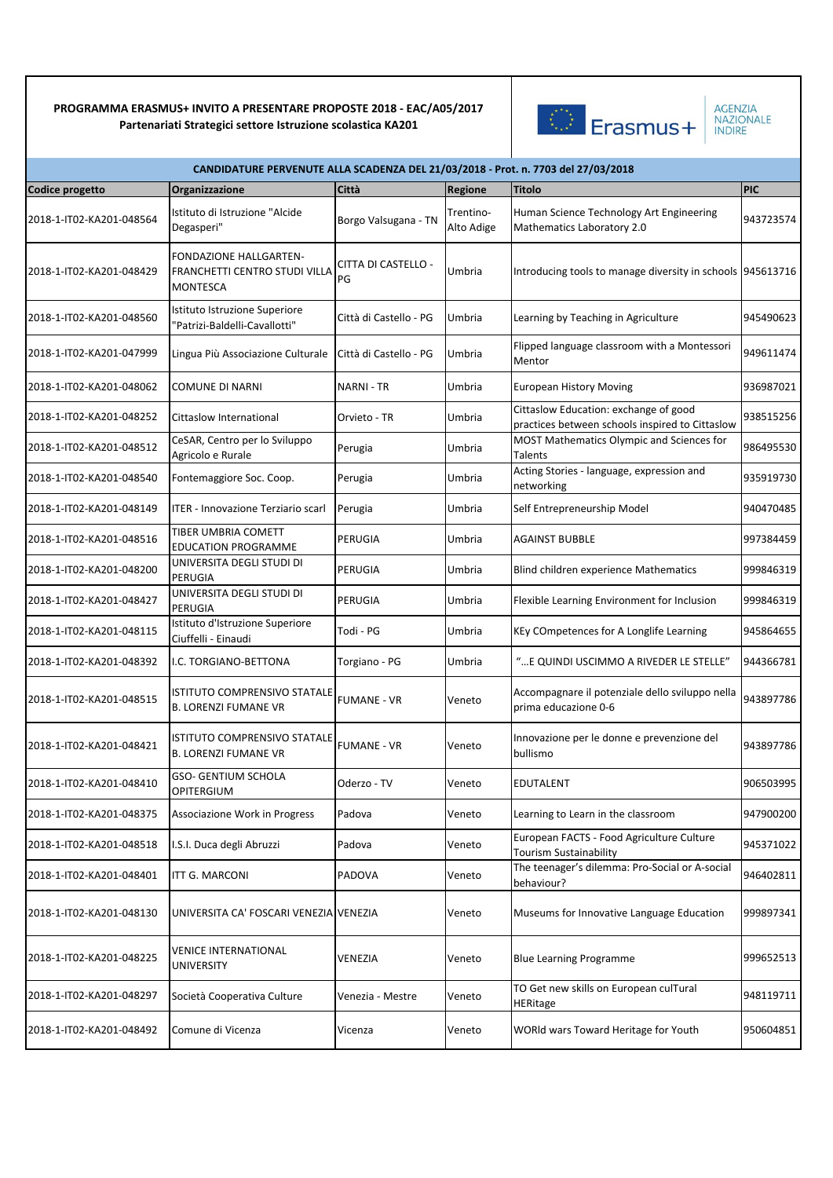**PROGRAMMA ERASMUS+ INVITO A PRESENTARE PROPOSTE 2018 - EAC/A05/2017**
**Partenariati Strategici settore Istruzione scolastica KA201**

Erasmus+ AGENZIA NAZIONALE INDIRE

**CANDIDATURE PERVENUTE ALLA SCADENZA DEL 21/03/2018 - Prot. n. 7703 del 27/03/2018**

| Codice progetto | Organizzazione | Città | Regione | Titolo | PIC |
|---|---|---|---|---|---|
| 2018-1-IT02-KA201-048564 | Istituto di Istruzione "Alcide Degasperi" | Borgo Valsugana - TN | Trentino-Alto Adige | Human Science Technology Art Engineering Mathematics Laboratory 2.0 | 943723574 |
| 2018-1-IT02-KA201-048429 | FONDAZIONE HALLGARTEN-FRANCHETTI CENTRO STUDI VILLA MONTESCA | CITTA DI CASTELLO - PG | Umbria | Introducing tools to manage diversity in schools | 945613716 |
| 2018-1-IT02-KA201-048560 | Istituto Istruzione Superiore "Patrizi-Baldelli-Cavallotti" | Città di Castello - PG | Umbria | Learning by Teaching in Agriculture | 945490623 |
| 2018-1-IT02-KA201-047999 | Lingua Più Associazione Culturale | Città di Castello - PG | Umbria | Flipped language classroom with a Montessori Mentor | 949611474 |
| 2018-1-IT02-KA201-048062 | COMUNE DI NARNI | NARNI - TR | Umbria | European History Moving | 936987021 |
| 2018-1-IT02-KA201-048252 | Cittaslow International | Orvieto - TR | Umbria | Cittaslow Education: exchange of good practices between schools inspired to Cittaslow | 938515256 |
| 2018-1-IT02-KA201-048512 | CeSAR, Centro per lo Sviluppo Agricolo e Rurale | Perugia | Umbria | MOST Mathematics Olympic and Sciences for Talents | 986495530 |
| 2018-1-IT02-KA201-048540 | Fontemaggiore Soc. Coop. | Perugia | Umbria | Acting Stories - language, expression and networking | 935919730 |
| 2018-1-IT02-KA201-048149 | ITER - Innovazione Terziario scarl | Perugia | Umbria | Self Entrepreneurship Model | 940470485 |
| 2018-1-IT02-KA201-048516 | TIBER UMBRIA COMETT EDUCATION PROGRAMME | PERUGIA | Umbria | AGAINST BUBBLE | 997384459 |
| 2018-1-IT02-KA201-048200 | UNIVERSITA DEGLI STUDI DI PERUGIA | PERUGIA | Umbria | Blind children experience Mathematics | 999846319 |
| 2018-1-IT02-KA201-048427 | UNIVERSITA DEGLI STUDI DI PERUGIA | PERUGIA | Umbria | Flexible Learning Environment for Inclusion | 999846319 |
| 2018-1-IT02-KA201-048115 | Istituto d'Istruzione Superiore Ciuffelli - Einaudi | Todi - PG | Umbria | KEy COmpetences for A Longlife Learning | 945864655 |
| 2018-1-IT02-KA201-048392 | I.C. TORGIANO-BETTONA | Torgiano - PG | Umbria | "...E QUINDI USCIMMO A RIVEDER LE STELLE" | 944366781 |
| 2018-1-IT02-KA201-048515 | ISTITUTO COMPRENSIVO STATALE B. LORENZI FUMANE VR | FUMANE - VR | Veneto | Accompagnare il potenziale dello sviluppo nella prima educazione 0-6 | 943897786 |
| 2018-1-IT02-KA201-048421 | ISTITUTO COMPRENSIVO STATALE B. LORENZI FUMANE VR | FUMANE - VR | Veneto | Innovazione per le donne e prevenzione del bullismo | 943897786 |
| 2018-1-IT02-KA201-048410 | GSO- GENTIUM SCHOLA OPITERGIUM | Oderzo - TV | Veneto | EDUTALENT | 906503995 |
| 2018-1-IT02-KA201-048375 | Associazione Work in Progress | Padova | Veneto | Learning to Learn in the classroom | 947900200 |
| 2018-1-IT02-KA201-048518 | I.S.I. Duca degli Abruzzi | Padova | Veneto | European FACTS - Food Agriculture Culture Tourism Sustainability | 945371022 |
| 2018-1-IT02-KA201-048401 | ITT G. MARCONI | PADOVA | Veneto | The teenager's dilemma: Pro-Social or A-social behaviour? | 946402811 |
| 2018-1-IT02-KA201-048130 | UNIVERSITA CA' FOSCARI VENEZIA | VENEZIA | Veneto | Museums for Innovative Language Education | 999897341 |
| 2018-1-IT02-KA201-048225 | VENICE INTERNATIONAL UNIVERSITY | VENEZIA | Veneto | Blue Learning Programme | 999652513 |
| 2018-1-IT02-KA201-048297 | Società Cooperativa Culture | Venezia - Mestre | Veneto | TO Get new skills on European culTural HERitage | 948119711 |
| 2018-1-IT02-KA201-048492 | Comune di Vicenza | Vicenza | Veneto | WORld wars Toward Heritage for Youth | 950604851 |